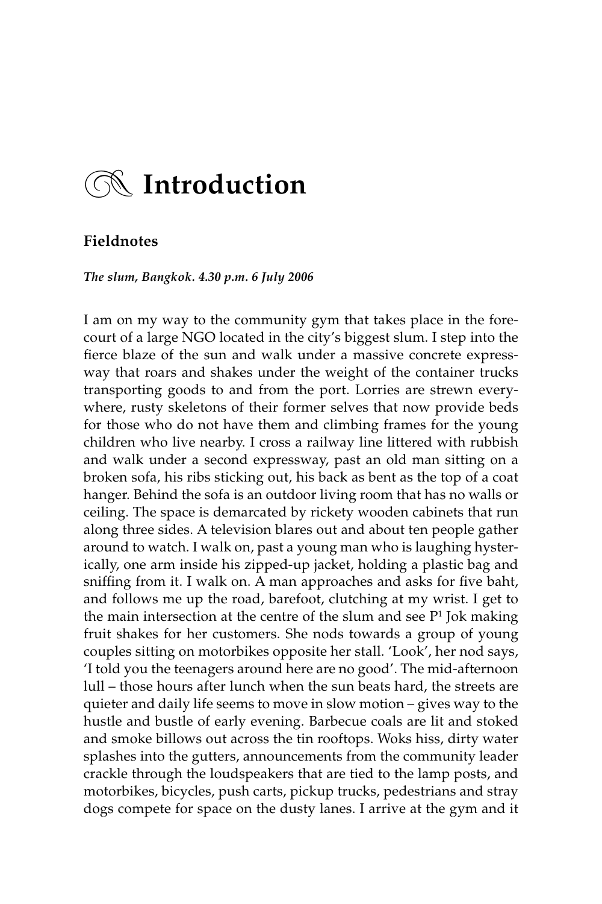# Introduction

## Fieldnotes

***The slum, Bangkok. 4.30 p.m. 6 July 2006***

I am on my way to the community gym that takes place in the forecourt of a large NGO located in the city's biggest slum. I step into the fierce blaze of the sun and walk under a massive concrete expressway that roars and shakes under the weight of the container trucks transporting goods to and from the port. Lorries are strewn everywhere, rusty skeletons of their former selves that now provide beds for those who do not have them and climbing frames for the young children who live nearby. I cross a railway line littered with rubbish and walk under a second expressway, past an old man sitting on a broken sofa, his ribs sticking out, his back as bent as the top of a coat hanger. Behind the sofa is an outdoor living room that has no walls or ceiling. The space is demarcated by rickety wooden cabinets that run along three sides. A television blares out and about ten people gather around to watch. I walk on, past a young man who is laughing hysterically, one arm inside his zipped-up jacket, holding a plastic bag and sniffing from it. I walk on. A man approaches and asks for five baht, and follows me up the road, barefoot, clutching at my wrist. I get to the main intersection at the centre of the slum and see P[1] Jok making fruit shakes for her customers. She nods towards a group of young couples sitting on motorbikes opposite her stall. 'Look', her nod says, 'I told you the teenagers around here are no good'. The mid-afternoon lull – those hours after lunch when the sun beats hard, the streets are quieter and daily life seems to move in slow motion – gives way to the hustle and bustle of early evening. Barbecue coals are lit and stoked and smoke billows out across the tin rooftops. Woks hiss, dirty water splashes into the gutters, announcements from the community leader crackle through the loudspeakers that are tied to the lamp posts, and motorbikes, bicycles, push carts, pickup trucks, pedestrians and stray dogs compete for space on the dusty lanes. I arrive at the gym and it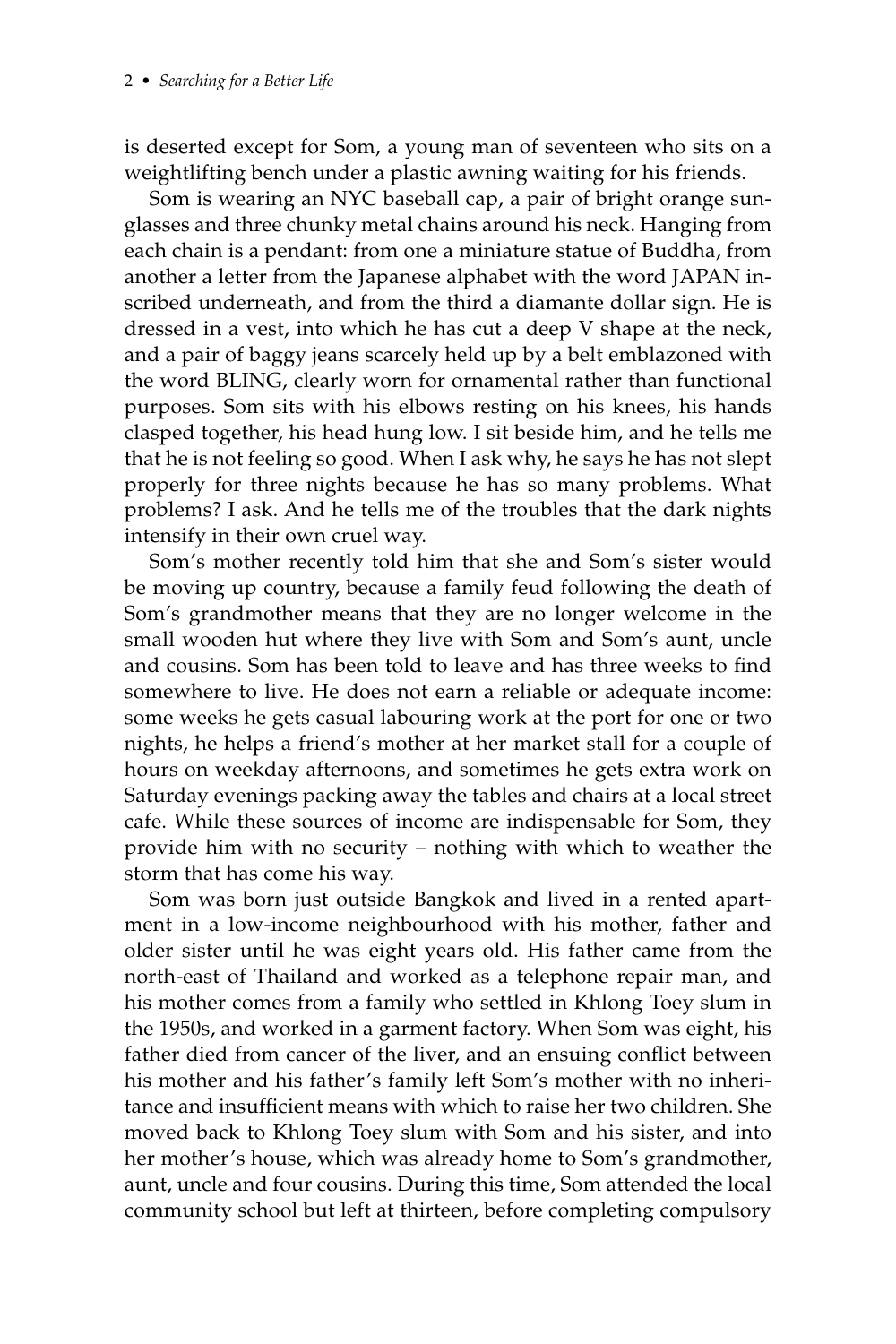is deserted except for Som, a young man of seventeen who sits on a weightlifting bench under a plastic awning waiting for his friends.

Som is wearing an NYC baseball cap, a pair of bright orange sunglasses and three chunky metal chains around his neck. Hanging from each chain is a pendant: from one a miniature statue of Buddha, from another a letter from the Japanese alphabet with the word JAPAN inscribed underneath, and from the third a diamante dollar sign. He is dressed in a vest, into which he has cut a deep V shape at the neck, and a pair of baggy jeans scarcely held up by a belt emblazoned with the word BLING, clearly worn for ornamental rather than functional purposes. Som sits with his elbows resting on his knees, his hands clasped together, his head hung low. I sit beside him, and he tells me that he is not feeling so good. When I ask why, he says he has not slept properly for three nights because he has so many problems. What problems? I ask. And he tells me of the troubles that the dark nights intensify in their own cruel way.

Som's mother recently told him that she and Som's sister would be moving up country, because a family feud following the death of Som's grandmother means that they are no longer welcome in the small wooden hut where they live with Som and Som's aunt, uncle and cousins. Som has been told to leave and has three weeks to find somewhere to live. He does not earn a reliable or adequate income: some weeks he gets casual labouring work at the port for one or two nights, he helps a friend's mother at her market stall for a couple of hours on weekday afternoons, and sometimes he gets extra work on Saturday evenings packing away the tables and chairs at a local street cafe. While these sources of income are indispensable for Som, they provide him with no security – nothing with which to weather the storm that has come his way.

Som was born just outside Bangkok and lived in a rented apartment in a low-income neighbourhood with his mother, father and older sister until he was eight years old. His father came from the north-east of Thailand and worked as a telephone repair man, and his mother comes from a family who settled in Khlong Toey slum in the 1950s, and worked in a garment factory. When Som was eight, his father died from cancer of the liver, and an ensuing conflict between his mother and his father's family left Som's mother with no inheritance and insufficient means with which to raise her two children. She moved back to Khlong Toey slum with Som and his sister, and into her mother's house, which was already home to Som's grandmother, aunt, uncle and four cousins. During this time, Som attended the local community school but left at thirteen, before completing compulsory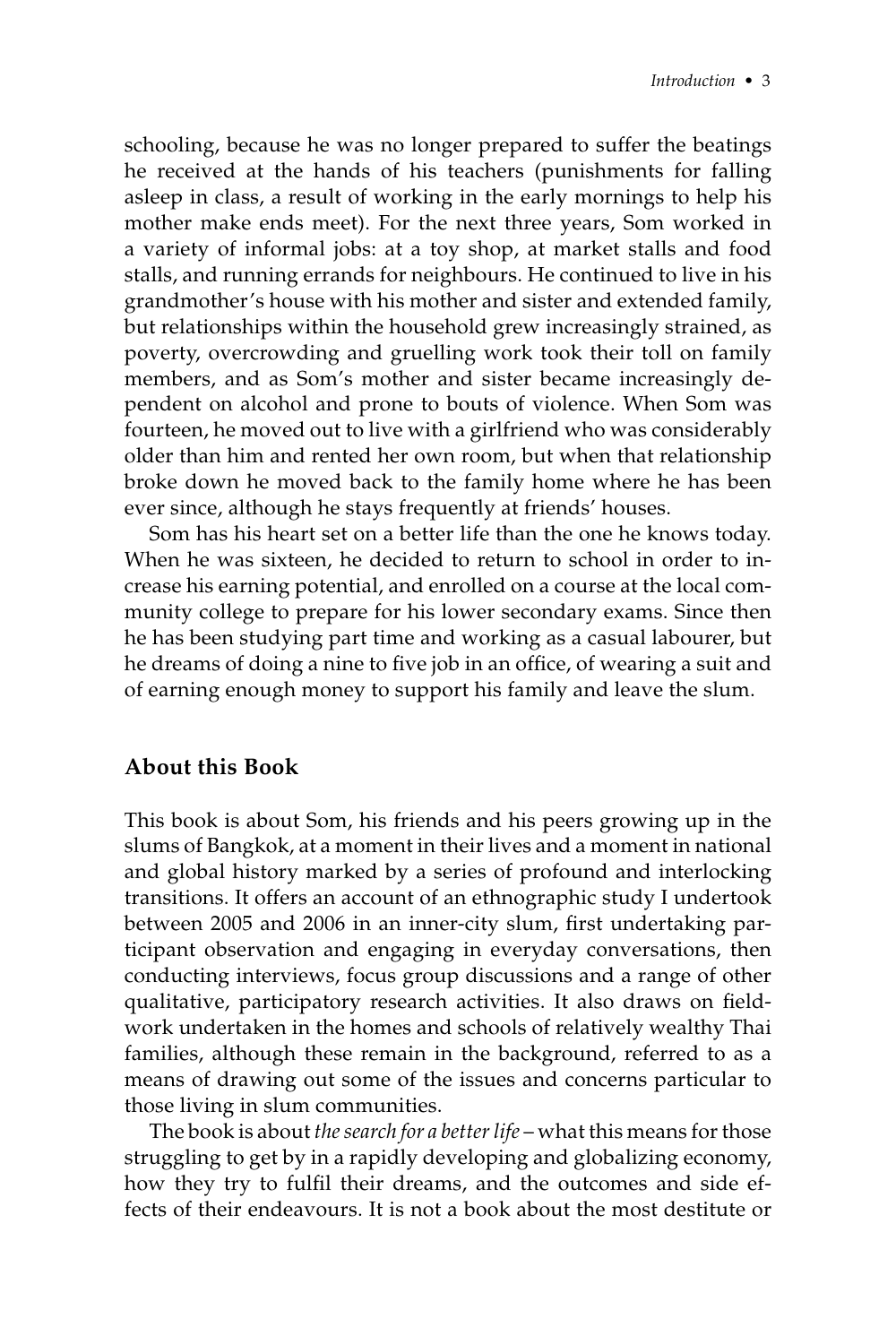schooling, because he was no longer prepared to suffer the beatings he received at the hands of his teachers (punishments for falling asleep in class, a result of working in the early mornings to help his mother make ends meet). For the next three years, Som worked in a variety of informal jobs: at a toy shop, at market stalls and food stalls, and running errands for neighbours. He continued to live in his grandmother's house with his mother and sister and extended family, but relationships within the household grew increasingly strained, as poverty, overcrowding and gruelling work took their toll on family members, and as Som's mother and sister became increasingly dependent on alcohol and prone to bouts of violence. When Som was fourteen, he moved out to live with a girlfriend who was considerably older than him and rented her own room, but when that relationship broke down he moved back to the family home where he has been ever since, although he stays frequently at friends' houses.

Som has his heart set on a better life than the one he knows today. When he was sixteen, he decided to return to school in order to increase his earning potential, and enrolled on a course at the local community college to prepare for his lower secondary exams. Since then he has been studying part time and working as a casual labourer, but he dreams of doing a nine to five job in an office, of wearing a suit and of earning enough money to support his family and leave the slum.

## About this Book

This book is about Som, his friends and his peers growing up in the slums of Bangkok, at a moment in their lives and a moment in national and global history marked by a series of profound and interlocking transitions. It offers an account of an ethnographic study I undertook between 2005 and 2006 in an inner-city slum, first undertaking participant observation and engaging in everyday conversations, then conducting interviews, focus group discussions and a range of other qualitative, participatory research activities. It also draws on fieldwork undertaken in the homes and schools of relatively wealthy Thai families, although these remain in the background, referred to as a means of drawing out some of the issues and concerns particular to those living in slum communities.

The book is about *the search for a better life* – what this means for those struggling to get by in a rapidly developing and globalizing economy, how they try to fulfil their dreams, and the outcomes and side effects of their endeavours. It is not a book about the most destitute or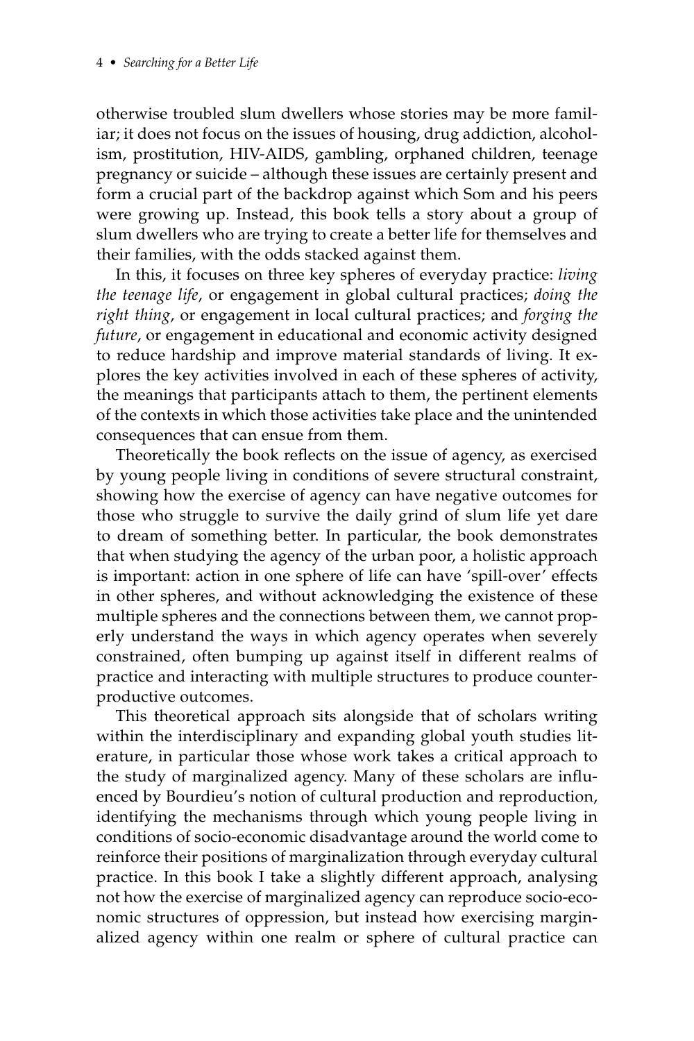otherwise troubled slum dwellers whose stories may be more familiar; it does not focus on the issues of housing, drug addiction, alcoholism, prostitution, HIV-AIDS, gambling, orphaned children, teenage pregnancy or suicide – although these issues are certainly present and form a crucial part of the backdrop against which Som and his peers were growing up. Instead, this book tells a story about a group of slum dwellers who are trying to create a better life for themselves and their families, with the odds stacked against them.

In this, it focuses on three key spheres of everyday practice: *living the teenage life*, or engagement in global cultural practices; *doing the right thing*, or engagement in local cultural practices; and *forging the future*, or engagement in educational and economic activity designed to reduce hardship and improve material standards of living. It explores the key activities involved in each of these spheres of activity, the meanings that participants attach to them, the pertinent elements of the contexts in which those activities take place and the unintended consequences that can ensue from them.

Theoretically the book reflects on the issue of agency, as exercised by young people living in conditions of severe structural constraint, showing how the exercise of agency can have negative outcomes for those who struggle to survive the daily grind of slum life yet dare to dream of something better. In particular, the book demonstrates that when studying the agency of the urban poor, a holistic approach is important: action in one sphere of life can have 'spill-over' effects in other spheres, and without acknowledging the existence of these multiple spheres and the connections between them, we cannot properly understand the ways in which agency operates when severely constrained, often bumping up against itself in different realms of practice and interacting with multiple structures to produce counterproductive outcomes.

This theoretical approach sits alongside that of scholars writing within the interdisciplinary and expanding global youth studies literature, in particular those whose work takes a critical approach to the study of marginalized agency. Many of these scholars are influenced by Bourdieu's notion of cultural production and reproduction, identifying the mechanisms through which young people living in conditions of socio-economic disadvantage around the world come to reinforce their positions of marginalization through everyday cultural practice. In this book I take a slightly different approach, analysing not how the exercise of marginalized agency can reproduce socio-economic structures of oppression, but instead how exercising marginalized agency within one realm or sphere of cultural practice can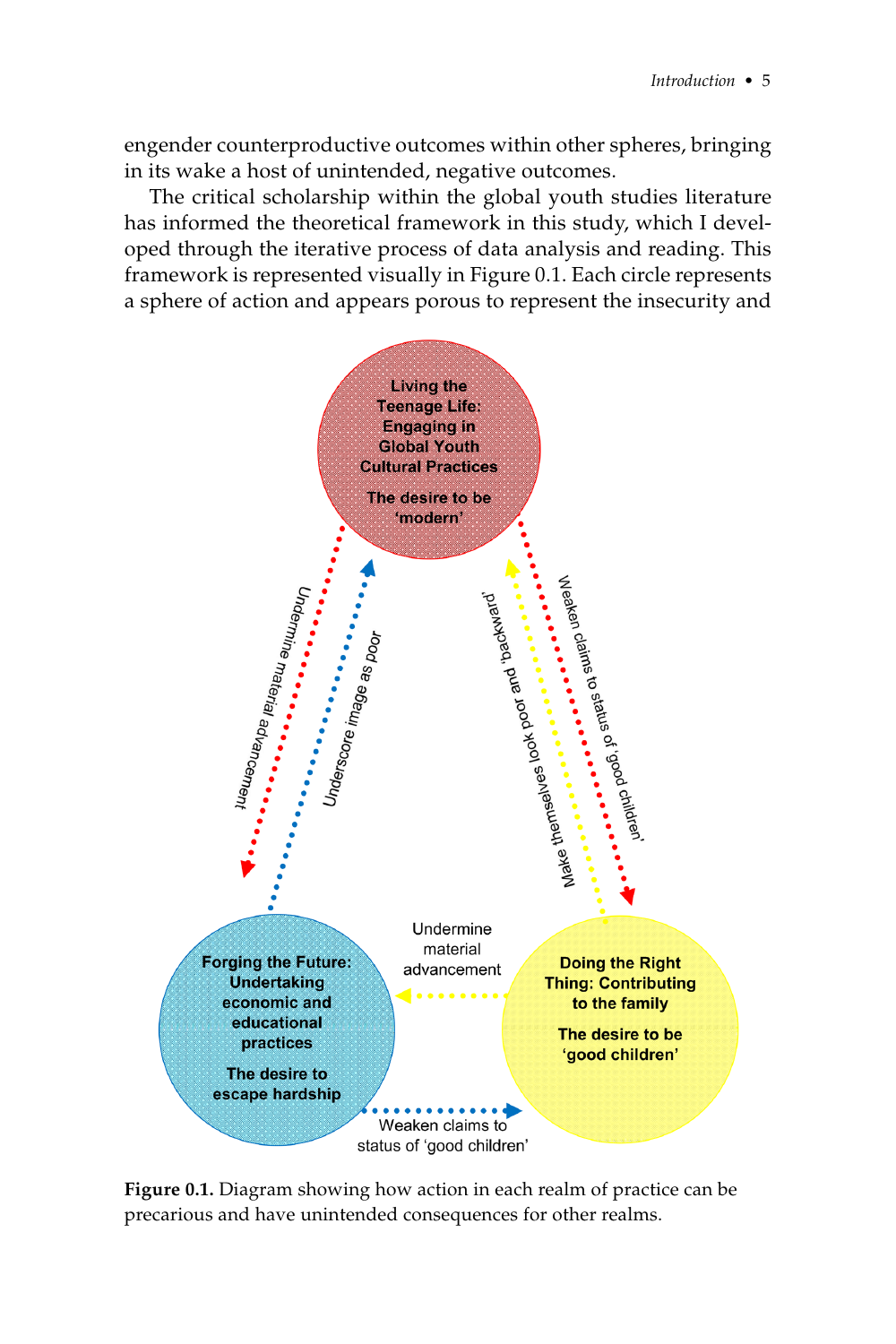engender counterproductive outcomes within other spheres, bringing in its wake a host of unintended, negative outcomes.

The critical scholarship within the global youth studies literature has informed the theoretical framework in this study, which I developed through the iterative process of data analysis and reading. This framework is represented visually in Figure 0.1. Each circle represents a sphere of action and appears porous to represent the insecurity and

Living the Teenage Life: Engaging in Global Youth Cultural Practices

The desire to be 'modern'

Forging the Future: Undertaking economic and educational practices

The desire to escape hardship

Doing the Right Thing: Contributing to the family

The desire to be 'good children'

Undermine material advancement

Underscore image as poor

Make themselves look poor and 'backward'

Weaken claims to status of 'good children'

Undermine material advancement

Weaken claims to status of 'good children'

Figure 0.1. Diagram showing how action in each realm of practice can be precarious and have unintended consequences for other realms.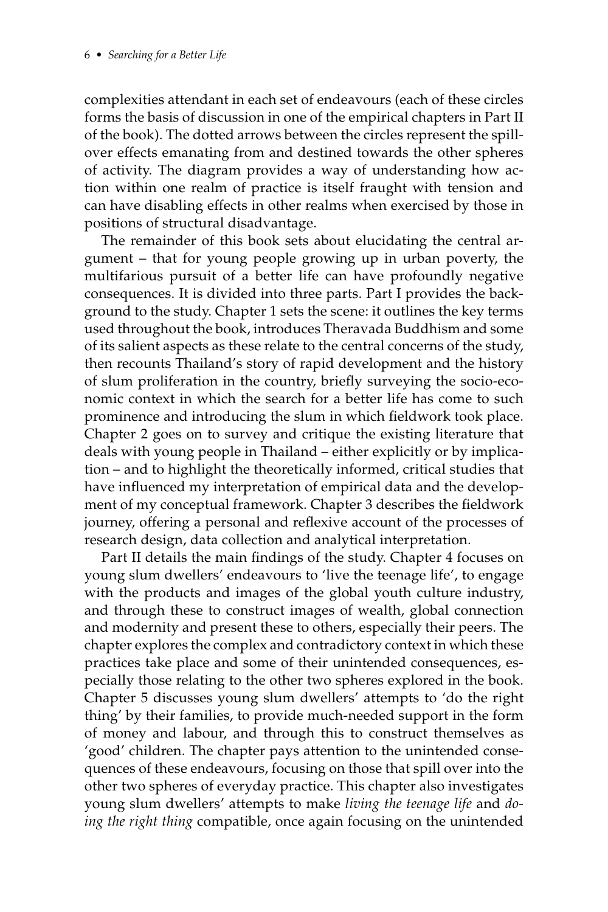complexities attendant in each set of endeavours (each of these circles forms the basis of discussion in one of the empirical chapters in Part II of the book). The dotted arrows between the circles represent the spill-over effects emanating from and destined towards the other spheres of activity. The diagram provides a way of understanding how action within one realm of practice is itself fraught with tension and can have disabling effects in other realms when exercised by those in positions of structural disadvantage.

The remainder of this book sets about elucidating the central argument – that for young people growing up in urban poverty, the multifarious pursuit of a better life can have profoundly negative consequences. It is divided into three parts. Part I provides the background to the study. Chapter 1 sets the scene: it outlines the key terms used throughout the book, introduces Theravada Buddhism and some of its salient aspects as these relate to the central concerns of the study, then recounts Thailand's story of rapid development and the history of slum proliferation in the country, briefly surveying the socio-economic context in which the search for a better life has come to such prominence and introducing the slum in which fieldwork took place. Chapter 2 goes on to survey and critique the existing literature that deals with young people in Thailand – either explicitly or by implication – and to highlight the theoretically informed, critical studies that have influenced my interpretation of empirical data and the development of my conceptual framework. Chapter 3 describes the fieldwork journey, offering a personal and reflexive account of the processes of research design, data collection and analytical interpretation.

Part II details the main findings of the study. Chapter 4 focuses on young slum dwellers' endeavours to 'live the teenage life', to engage with the products and images of the global youth culture industry, and through these to construct images of wealth, global connection and modernity and present these to others, especially their peers. The chapter explores the complex and contradictory context in which these practices take place and some of their unintended consequences, especially those relating to the other two spheres explored in the book. Chapter 5 discusses young slum dwellers' attempts to 'do the right thing' by their families, to provide much-needed support in the form of money and labour, and through this to construct themselves as 'good' children. The chapter pays attention to the unintended consequences of these endeavours, focusing on those that spill over into the other two spheres of everyday practice. This chapter also investigates young slum dwellers' attempts to make *living the teenage life* and *doing the right thing* compatible, once again focusing on the unintended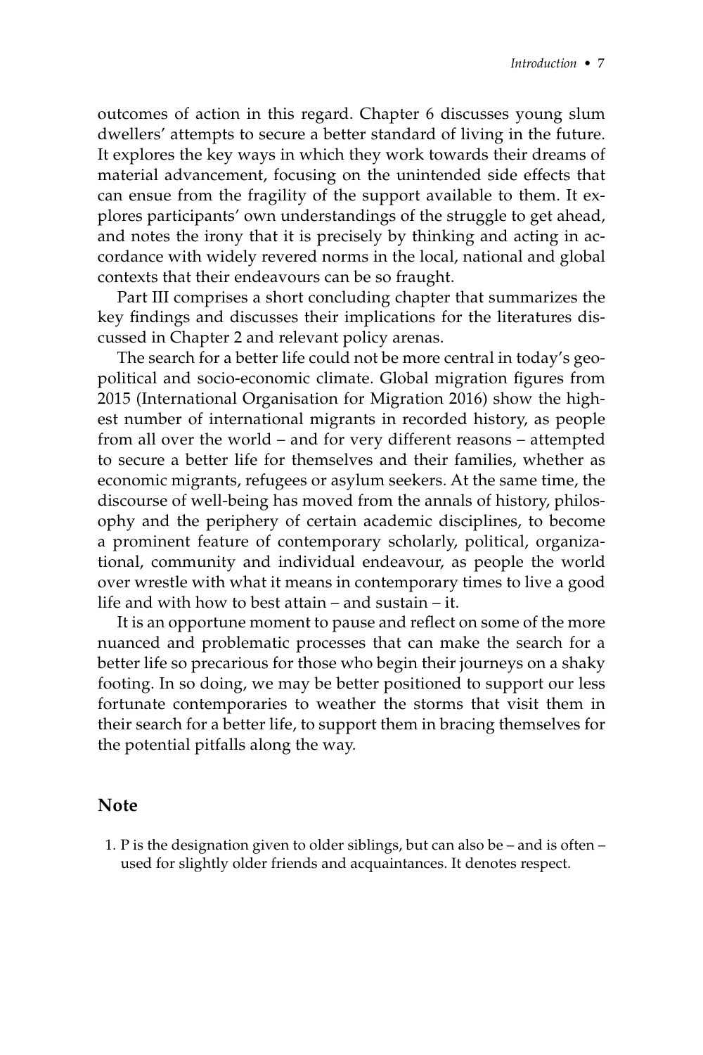outcomes of action in this regard. Chapter 6 discusses young slum dwellers' attempts to secure a better standard of living in the future. It explores the key ways in which they work towards their dreams of material advancement, focusing on the unintended side effects that can ensue from the fragility of the support available to them. It explores participants' own understandings of the struggle to get ahead, and notes the irony that it is precisely by thinking and acting in accordance with widely revered norms in the local, national and global contexts that their endeavours can be so fraught.

Part III comprises a short concluding chapter that summarizes the key findings and discusses their implications for the literatures discussed in Chapter 2 and relevant policy arenas.

The search for a better life could not be more central in today's geopolitical and socio-economic climate. Global migration figures from 2015 (International Organisation for Migration 2016) show the highest number of international migrants in recorded history, as people from all over the world – and for very different reasons – attempted to secure a better life for themselves and their families, whether as economic migrants, refugees or asylum seekers. At the same time, the discourse of well-being has moved from the annals of history, philosophy and the periphery of certain academic disciplines, to become a prominent feature of contemporary scholarly, political, organizational, community and individual endeavour, as people the world over wrestle with what it means in contemporary times to live a good life and with how to best attain – and sustain – it.

It is an opportune moment to pause and reflect on some of the more nuanced and problematic processes that can make the search for a better life so precarious for those who begin their journeys on a shaky footing. In so doing, we may be better positioned to support our less fortunate contemporaries to weather the storms that visit them in their search for a better life, to support them in bracing themselves for the potential pitfalls along the way.

## Note

1. P is the designation given to older siblings, but can also be – and is often – used for slightly older friends and acquaintances. It denotes respect.